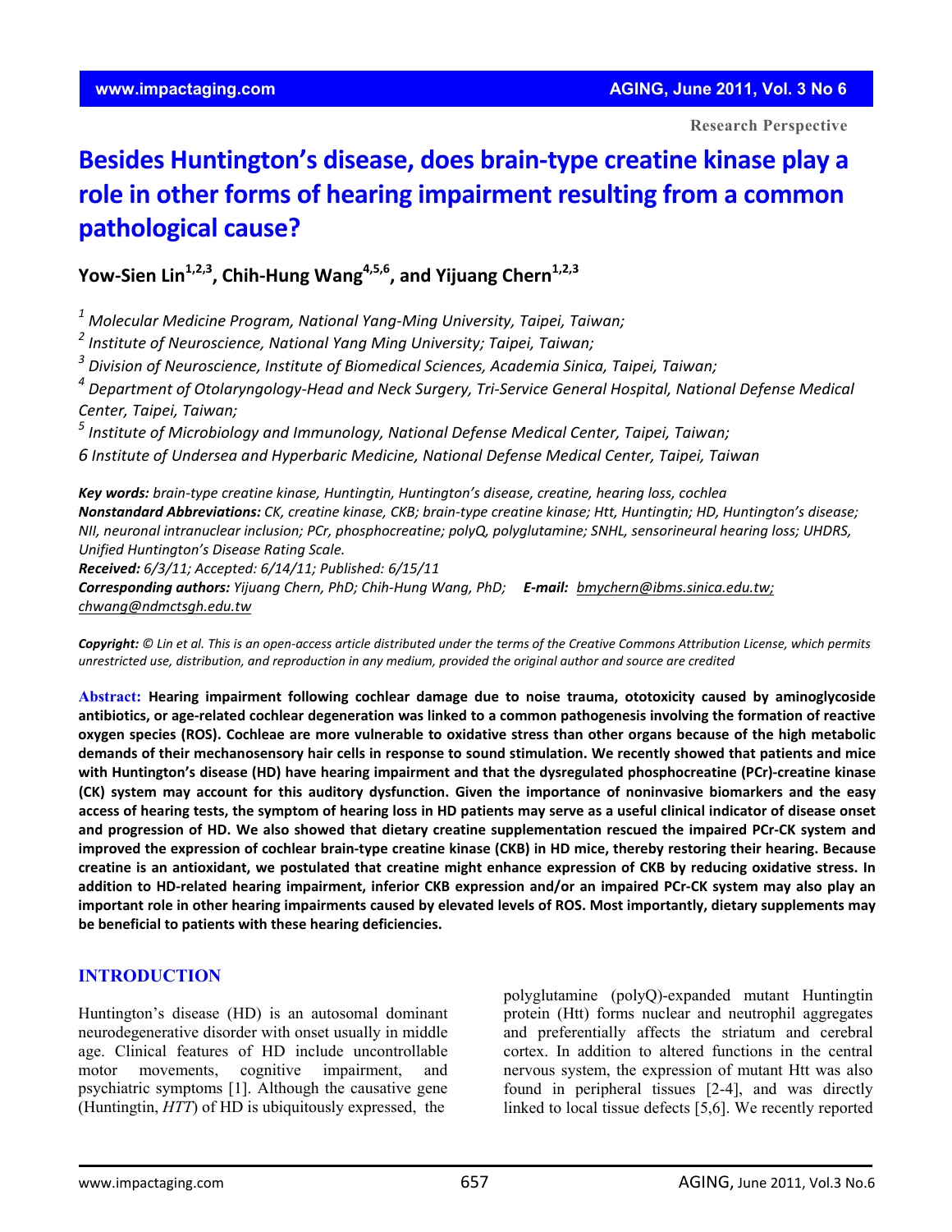Research Perspective

# Besides Huntington's disease, does brain-type creatine kinase play a role in other forms of hearing impairment resulting from a common pathological cause?

**Yow-Sien Lin[1,2,3], Chih-Hung Wang[4,5,6], and Yijuang Chern[1,2,3]**

[1] Molecular Medicine Program, National Yang-Ming University, Taipei, Taiwan;
[2] Institute of Neuroscience, National Yang Ming University; Taipei, Taiwan;
[3] Division of Neuroscience, Institute of Biomedical Sciences, Academia Sinica, Taipei, Taiwan;
[4] Department of Otolaryngology-Head and Neck Surgery, Tri-Service General Hospital, National Defense Medical Center, Taipei, Taiwan;
[5] Institute of Microbiology and Immunology, National Defense Medical Center, Taipei, Taiwan;
[6] Institute of Undersea and Hyperbaric Medicine, National Defense Medical Center, Taipei, Taiwan

***Key words:*** *brain-type creatine kinase, Huntingtin, Huntington's disease, creatine, hearing loss, cochlea*
***Nonstandard Abbreviations:*** *CK, creatine kinase, CKB; brain-type creatine kinase; Htt, Huntingtin; HD, Huntington's disease; NII, neuronal intranuclear inclusion; PCr, phosphocreatine; polyQ, polyglutamine; SNHL, sensorineural hearing loss; UHDRS, Unified Huntington's Disease Rating Scale.*
***Received:*** *6/3/11; Accepted: 6/14/11; Published: 6/15/11*
***Corresponding authors:*** *Yijuang Chern, PhD; Chih-Hung Wang, PhD;* ***E-mail:*** *bmychern@ibms.sinica.edu.tw; chwang@ndmctsgh.edu.tw*

***Copyright:*** *© Lin et al. This is an open-access article distributed under the terms of the Creative Commons Attribution License, which permits unrestricted use, distribution, and reproduction in any medium, provided the original author and source are credited*

**Abstract: Hearing impairment following cochlear damage due to noise trauma, ototoxicity caused by aminoglycoside antibiotics, or age-related cochlear degeneration was linked to a common pathogenesis involving the formation of reactive oxygen species (ROS). Cochleae are more vulnerable to oxidative stress than other organs because of the high metabolic demands of their mechanosensory hair cells in response to sound stimulation. We recently showed that patients and mice with Huntington's disease (HD) have hearing impairment and that the dysregulated phosphocreatine (PCr)-creatine kinase (CK) system may account for this auditory dysfunction. Given the importance of noninvasive biomarkers and the easy access of hearing tests, the symptom of hearing loss in HD patients may serve as a useful clinical indicator of disease onset and progression of HD. We also showed that dietary creatine supplementation rescued the impaired PCr-CK system and improved the expression of cochlear brain-type creatine kinase (CKB) in HD mice, thereby restoring their hearing. Because creatine is an antioxidant, we postulated that creatine might enhance expression of CKB by reducing oxidative stress. In addition to HD-related hearing impairment, inferior CKB expression and/or an impaired PCr-CK system may also play an important role in other hearing impairments caused by elevated levels of ROS. Most importantly, dietary supplements may be beneficial to patients with these hearing deficiencies.**

## INTRODUCTION

Huntington's disease (HD) is an autosomal dominant neurodegenerative disorder with onset usually in middle age. Clinical features of HD include uncontrollable motor movements, cognitive impairment, and psychiatric symptoms [1]. Although the causative gene (Huntingtin, *HTT*) of HD is ubiquitously expressed, the polyglutamine (polyQ)-expanded mutant Huntingtin protein (Htt) forms nuclear and neutrophil aggregates and preferentially affects the striatum and cerebral cortex. In addition to altered functions in the central nervous system, the expression of mutant Htt was also found in peripheral tissues [2-4], and was directly linked to local tissue defects [5,6]. We recently reported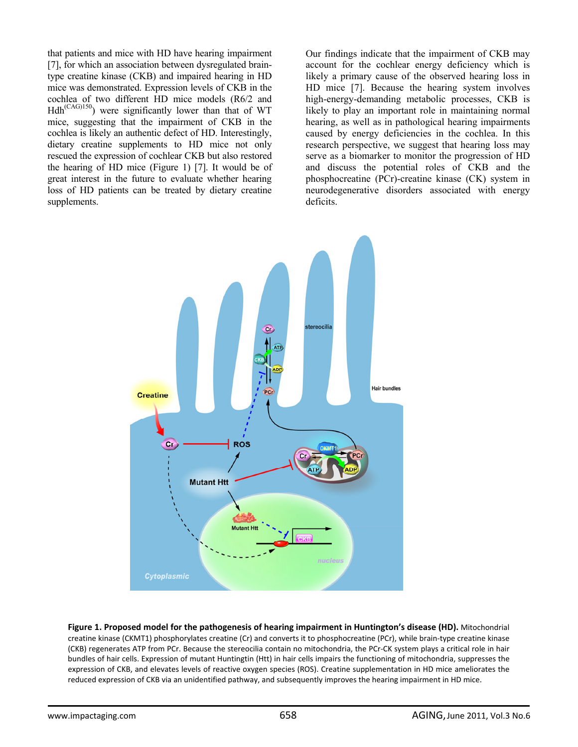that patients and mice with HD have hearing impairment [7], for which an association between dysregulated brain-type creatine kinase (CKB) and impaired hearing in HD mice was demonstrated. Expression levels of CKB in the cochlea of two different HD mice models (R6/2 and Hdh$^{(CAG)150}$) were significantly lower than that of WT mice, suggesting that the impairment of CKB in the cochlea is likely an authentic defect of HD. Interestingly, dietary creatine supplements to HD mice not only rescued the expression of cochlear CKB but also restored the hearing of HD mice (Figure 1) [7]. It would be of great interest in the future to evaluate whether hearing loss of HD patients can be treated by dietary creatine supplements.

Our findings indicate that the impairment of CKB may account for the cochlear energy deficiency which is likely a primary cause of the observed hearing loss in HD mice [7]. Because the hearing system involves high-energy-demanding metabolic processes, CKB is likely to play an important role in maintaining normal hearing, as well as in pathological hearing impairments caused by energy deficiencies in the cochlea. In this research perspective, we suggest that hearing loss may serve as a biomarker to monitor the progression of HD and discuss the potential roles of CKB and the phosphocreatine (PCr)-creatine kinase (CK) system in neurodegenerative disorders associated with energy deficits.

**Figure 1. Proposed model for the pathogenesis of hearing impairment in Huntington's disease (HD).** Mitochondrial creatine kinase (CKMT1) phosphorylates creatine (Cr) and converts it to phosphocreatine (PCr), while brain-type creatine kinase (CKB) regenerates ATP from PCr. Because the stereocilia contain no mitochondria, the PCr-CK system plays a critical role in hair bundles of hair cells. Expression of mutant Huntingtin (Htt) in hair cells impairs the functioning of mitochondria, suppresses the expression of CKB, and elevates levels of reactive oxygen species (ROS). Creatine supplementation in HD mice ameliorates the reduced expression of CKB via an unidentified pathway, and subsequently improves the hearing impairment in HD mice.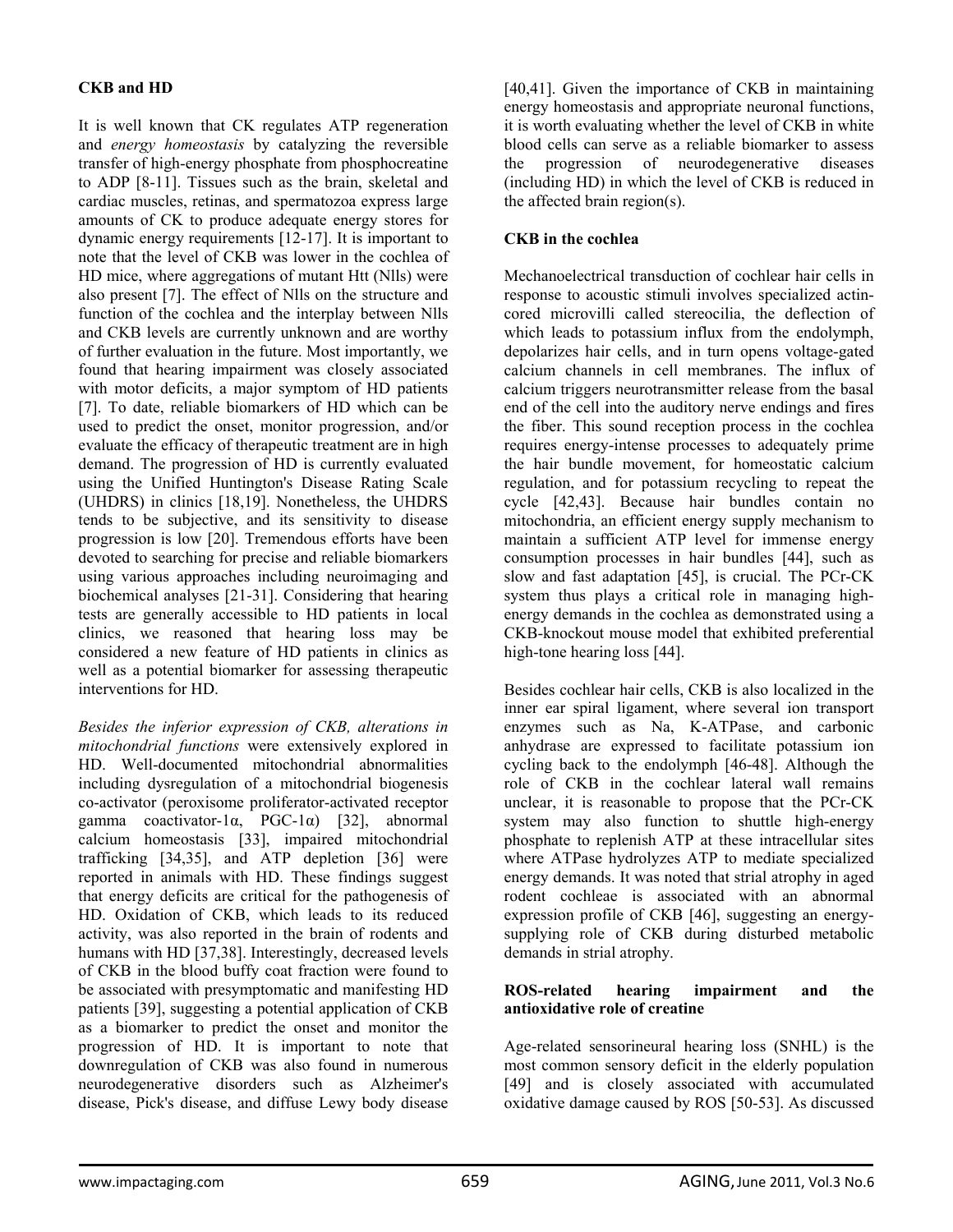**CKB and HD**

It is well known that CK regulates ATP regeneration and *energy homeostasis* by catalyzing the reversible transfer of high-energy phosphate from phosphocreatine to ADP [8-11]. Tissues such as the brain, skeletal and cardiac muscles, retinas, and spermatozoa express large amounts of CK to produce adequate energy stores for dynamic energy requirements [12-17]. It is important to note that the level of CKB was lower in the cochlea of HD mice, where aggregations of mutant Htt (NIIs) were also present [7]. The effect of NIIs on the structure and function of the cochlea and the interplay between NIIs and CKB levels are currently unknown and are worthy of further evaluation in the future. Most importantly, we found that hearing impairment was closely associated with motor deficits, a major symptom of HD patients [7]. To date, reliable biomarkers of HD which can be used to predict the onset, monitor progression, and/or evaluate the efficacy of therapeutic treatment are in high demand. The progression of HD is currently evaluated using the Unified Huntington's Disease Rating Scale (UHDRS) in clinics [18,19]. Nonetheless, the UHDRS tends to be subjective, and its sensitivity to disease progression is low [20]. Tremendous efforts have been devoted to searching for precise and reliable biomarkers using various approaches including neuroimaging and biochemical analyses [21-31]. Considering that hearing tests are generally accessible to HD patients in local clinics, we reasoned that hearing loss may be considered a new feature of HD patients in clinics as well as a potential biomarker for assessing therapeutic interventions for HD.

*Besides the inferior expression of CKB, alterations in mitochondrial functions* were extensively explored in HD. Well-documented mitochondrial abnormalities including dysregulation of a mitochondrial biogenesis co-activator (peroxisome proliferator-activated receptor gamma coactivator-1α, PGC-1α) [32], abnormal calcium homeostasis [33], impaired mitochondrial trafficking [34,35], and ATP depletion [36] were reported in animals with HD. These findings suggest that energy deficits are critical for the pathogenesis of HD. Oxidation of CKB, which leads to its reduced activity, was also reported in the brain of rodents and humans with HD [37,38]. Interestingly, decreased levels of CKB in the blood buffy coat fraction were found to be associated with presymptomatic and manifesting HD patients [39], suggesting a potential application of CKB as a biomarker to predict the onset and monitor the progression of HD. It is important to note that downregulation of CKB was also found in numerous neurodegenerative disorders such as Alzheimer's disease, Pick's disease, and diffuse Lewy body disease [40,41]. Given the importance of CKB in maintaining energy homeostasis and appropriate neuronal functions, it is worth evaluating whether the level of CKB in white blood cells can serve as a reliable biomarker to assess the progression of neurodegenerative diseases (including HD) in which the level of CKB is reduced in the affected brain region(s).

**CKB in the cochlea**

Mechanoelectrical transduction of cochlear hair cells in response to acoustic stimuli involves specialized actin-cored microvilli called stereocilia, the deflection of which leads to potassium influx from the endolymph, depolarizes hair cells, and in turn opens voltage-gated calcium channels in cell membranes. The influx of calcium triggers neurotransmitter release from the basal end of the cell into the auditory nerve endings and fires the fiber. This sound reception process in the cochlea requires energy-intense processes to adequately prime the hair bundle movement, for homeostatic calcium regulation, and for potassium recycling to repeat the cycle [42,43]. Because hair bundles contain no mitochondria, an efficient energy supply mechanism to maintain a sufficient ATP level for immense energy consumption processes in hair bundles [44], such as slow and fast adaptation [45], is crucial. The PCr-CK system thus plays a critical role in managing high-energy demands in the cochlea as demonstrated using a CKB-knockout mouse model that exhibited preferential high-tone hearing loss [44].

Besides cochlear hair cells, CKB is also localized in the inner ear spiral ligament, where several ion transport enzymes such as Na, K-ATPase, and carbonic anhydrase are expressed to facilitate potassium ion cycling back to the endolymph [46-48]. Although the role of CKB in the cochlear lateral wall remains unclear, it is reasonable to propose that the PCr-CK system may also function to shuttle high-energy phosphate to replenish ATP at these intracellular sites where ATPase hydrolyzes ATP to mediate specialized energy demands. It was noted that strial atrophy in aged rodent cochleae is associated with an abnormal expression profile of CKB [46], suggesting an energy-supplying role of CKB during disturbed metabolic demands in strial atrophy.

**ROS-related hearing impairment and the antioxidative role of creatine**

Age-related sensorineural hearing loss (SNHL) is the most common sensory deficit in the elderly population [49] and is closely associated with accumulated oxidative damage caused by ROS [50-53]. As discussed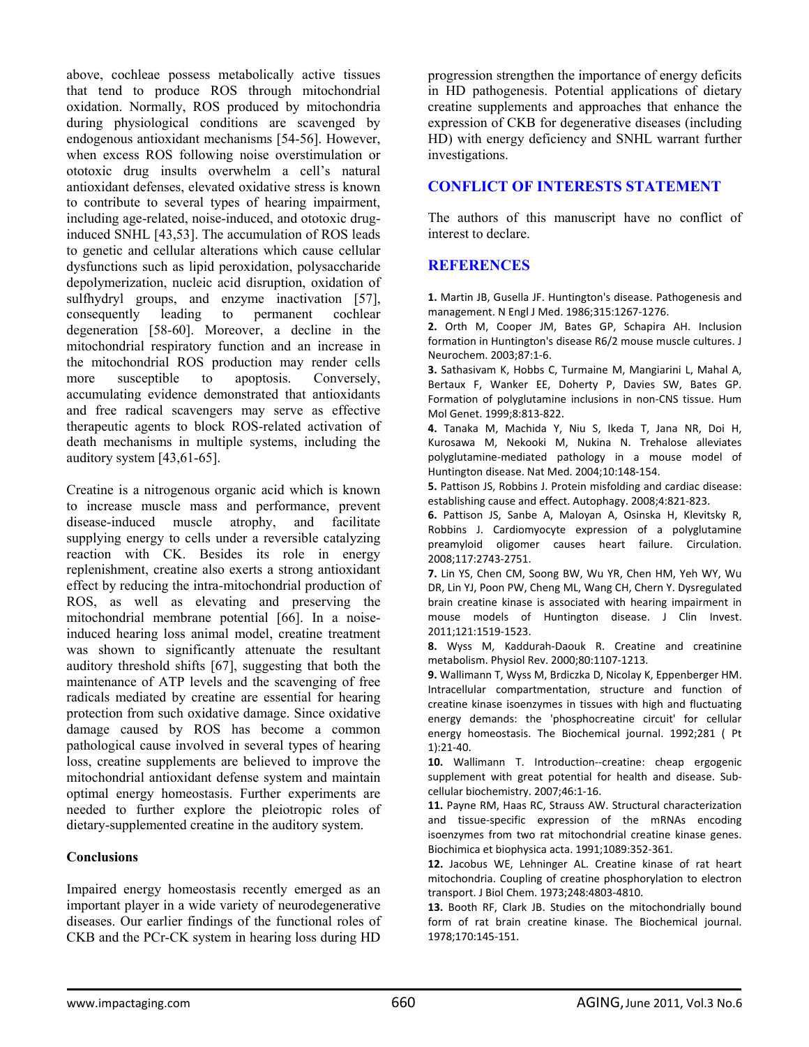above, cochleae possess metabolically active tissues that tend to produce ROS through mitochondrial oxidation. Normally, ROS produced by mitochondria during physiological conditions are scavenged by endogenous antioxidant mechanisms [54-56]. However, when excess ROS following noise overstimulation or ototoxic drug insults overwhelm a cell's natural antioxidant defenses, elevated oxidative stress is known to contribute to several types of hearing impairment, including age-related, noise-induced, and ototoxic drug-induced SNHL [43,53]. The accumulation of ROS leads to genetic and cellular alterations which cause cellular dysfunctions such as lipid peroxidation, polysaccharide depolymerization, nucleic acid disruption, oxidation of sulfhydryl groups, and enzyme inactivation [57], consequently leading to permanent cochlear degeneration [58-60]. Moreover, a decline in the mitochondrial respiratory function and an increase in the mitochondrial ROS production may render cells more susceptible to apoptosis. Conversely, accumulating evidence demonstrated that antioxidants and free radical scavengers may serve as effective therapeutic agents to block ROS-related activation of death mechanisms in multiple systems, including the auditory system [43,61-65].

Creatine is a nitrogenous organic acid which is known to increase muscle mass and performance, prevent disease-induced muscle atrophy, and facilitate supplying energy to cells under a reversible catalyzing reaction with CK. Besides its role in energy replenishment, creatine also exerts a strong antioxidant effect by reducing the intra-mitochondrial production of ROS, as well as elevating and preserving the mitochondrial membrane potential [66]. In a noise-induced hearing loss animal model, creatine treatment was shown to significantly attenuate the resultant auditory threshold shifts [67], suggesting that both the maintenance of ATP levels and the scavenging of free radicals mediated by creatine are essential for hearing protection from such oxidative damage. Since oxidative damage caused by ROS has become a common pathological cause involved in several types of hearing loss, creatine supplements are believed to improve the mitochondrial antioxidant defense system and maintain optimal energy homeostasis. Further experiments are needed to further explore the pleiotropic roles of dietary-supplemented creatine in the auditory system.

## Conclusions

Impaired energy homeostasis recently emerged as an important player in a wide variety of neurodegenerative diseases. Our earlier findings of the functional roles of CKB and the PCr-CK system in hearing loss during HD progression strengthen the importance of energy deficits in HD pathogenesis. Potential applications of dietary creatine supplements and approaches that enhance the expression of CKB for degenerative diseases (including HD) with energy deficiency and SNHL warrant further investigations.

## CONFLICT OF INTERESTS STATEMENT

The authors of this manuscript have no conflict of interest to declare.

## REFERENCES

**1.** Martin JB, Gusella JF. Huntington's disease. Pathogenesis and management. N Engl J Med. 1986;315:1267-1276.

**2.** Orth M, Cooper JM, Bates GP, Schapira AH. Inclusion formation in Huntington's disease R6/2 mouse muscle cultures. J Neurochem. 2003;87:1-6.

**3.** Sathasivam K, Hobbs C, Turmaine M, Mangiarini L, Mahal A, Bertaux F, Wanker EE, Doherty P, Davies SW, Bates GP. Formation of polyglutamine inclusions in non-CNS tissue. Hum Mol Genet. 1999;8:813-822.

**4.** Tanaka M, Machida Y, Niu S, Ikeda T, Jana NR, Doi H, Kurosawa M, Nekooki M, Nukina N. Trehalose alleviates polyglutamine-mediated pathology in a mouse model of Huntington disease. Nat Med. 2004;10:148-154.

**5.** Pattison JS, Robbins J. Protein misfolding and cardiac disease: establishing cause and effect. Autophagy. 2008;4:821-823.

**6.** Pattison JS, Sanbe A, Maloyan A, Osinska H, Klevitsky R, Robbins J. Cardiomyocyte expression of a polyglutamine preamyloid oligomer causes heart failure. Circulation. 2008;117:2743-2751.

**7.** Lin YS, Chen CM, Soong BW, Wu YR, Chen HM, Yeh WY, Wu DR, Lin YJ, Poon PW, Cheng ML, Wang CH, Chern Y. Dysregulated brain creatine kinase is associated with hearing impairment in mouse models of Huntington disease. J Clin Invest. 2011;121:1519-1523.

**8.** Wyss M, Kaddurah-Daouk R. Creatine and creatinine metabolism. Physiol Rev. 2000;80:1107-1213.

**9.** Wallimann T, Wyss M, Brdiczka D, Nicolay K, Eppenberger HM. Intracellular compartmentation, structure and function of creatine kinase isoenzymes in tissues with high and fluctuating energy demands: the 'phosphocreatine circuit' for cellular energy homeostasis. The Biochemical journal. 1992;281 ( Pt 1):21-40.

**10.** Wallimann T. Introduction--creatine: cheap ergogenic supplement with great potential for health and disease. Sub-cellular biochemistry. 2007;46:1-16.

**11.** Payne RM, Haas RC, Strauss AW. Structural characterization and tissue-specific expression of the mRNAs encoding isoenzymes from two rat mitochondrial creatine kinase genes. Biochimica et biophysica acta. 1991;1089:352-361.

**12.** Jacobus WE, Lehninger AL. Creatine kinase of rat heart mitochondria. Coupling of creatine phosphorylation to electron transport. J Biol Chem. 1973;248:4803-4810.

**13.** Booth RF, Clark JB. Studies on the mitochondrially bound form of rat brain creatine kinase. The Biochemical journal. 1978;170:145-151.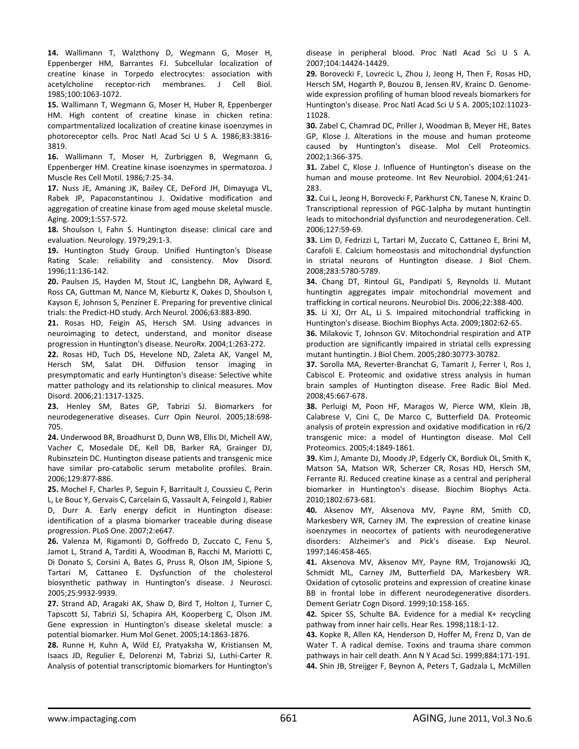**14.** Wallimann T, Walzthony D, Wegmann G, Moser H, Eppenberger HM, Barrantes FJ. Subcellular localization of creatine kinase in Torpedo electrocytes: association with acetylcholine receptor-rich membranes. J Cell Biol. 1985;100:1063-1072.

**15.** Wallimann T, Wegmann G, Moser H, Huber R, Eppenberger HM. High content of creatine kinase in chicken retina: compartmentalized localization of creatine kinase isoenzymes in photoreceptor cells. Proc Natl Acad Sci U S A. 1986;83:3816-3819.

**16.** Wallimann T, Moser H, Zurbriggen B, Wegmann G, Eppenberger HM. Creatine kinase isoenzymes in spermatozoa. J Muscle Res Cell Motil. 1986;7:25-34.

**17.** Nuss JE, Amaning JK, Bailey CE, DeFord JH, Dimayuga VL, Rabek JP, Papaconstantinou J. Oxidative modification and aggregation of creatine kinase from aged mouse skeletal muscle. Aging. 2009;1:557-572.

**18.** Shoulson I, Fahn S. Huntington disease: clinical care and evaluation. Neurology. 1979;29:1-3.

**19.** Huntington Study Group. Unified Huntington's Disease Rating Scale: reliability and consistency. Mov Disord. 1996;11:136-142.

**20.** Paulsen JS, Hayden M, Stout JC, Langbehn DR, Aylward E, Ross CA, Guttman M, Nance M, Kieburtz K, Oakes D, Shoulson I, Kayson E, Johnson S, Penziner E. Preparing for preventive clinical trials: the Predict-HD study. Arch Neurol. 2006;63:883-890.

**21.** Rosas HD, Feigin AS, Hersch SM. Using advances in neuroimaging to detect, understand, and monitor disease progression in Huntington's disease. NeuroRx. 2004;1:263-272.

**22.** Rosas HD, Tuch DS, Hevelone ND, Zaleta AK, Vangel M, Hersch SM, Salat DH. Diffusion tensor imaging in presymptomatic and early Huntington's disease: Selective white matter pathology and its relationship to clinical measures. Mov Disord. 2006;21:1317-1325.

**23.** Henley SM, Bates GP, Tabrizi SJ. Biomarkers for neurodegenerative diseases. Curr Opin Neurol. 2005;18:698-705.

**24.** Underwood BR, Broadhurst D, Dunn WB, Ellis DI, Michell AW, Vacher C, Mosedale DE, Kell DB, Barker RA, Grainger DJ, Rubinsztein DC. Huntington disease patients and transgenic mice have similar pro-catabolic serum metabolite profiles. Brain. 2006;129:877-886.

**25.** Mochel F, Charles P, Seguin F, Barritault J, Coussieu C, Perin L, Le Bouc Y, Gervais C, Carcelain G, Vassault A, Feingold J, Rabier D, Durr A. Early energy deficit in Huntington disease: identification of a plasma biomarker traceable during disease progression. PLoS One. 2007;2:e647.

**26.** Valenza M, Rigamonti D, Goffredo D, Zuccato C, Fenu S, Jamot L, Strand A, Tarditi A, Woodman B, Racchi M, Mariotti C, Di Donato S, Corsini A, Bates G, Pruss R, Olson JM, Sipione S, Tartari M, Cattaneo E. Dysfunction of the cholesterol biosynthetic pathway in Huntington's disease. J Neurosci. 2005;25:9932-9939.

**27.** Strand AD, Aragaki AK, Shaw D, Bird T, Holton J, Turner C, Tapscott SJ, Tabrizi SJ, Schapira AH, Kooperberg C, Olson JM. Gene expression in Huntington's disease skeletal muscle: a potential biomarker. Hum Mol Genet. 2005;14:1863-1876.

**28.** Runne H, Kuhn A, Wild EJ, Pratyaksha W, Kristiansen M, Isaacs JD, Regulier E, Delorenzi M, Tabrizi SJ, Luthi-Carter R. Analysis of potential transcriptomic biomarkers for Huntington's disease in peripheral blood. Proc Natl Acad Sci U S A. 2007;104:14424-14429.

**29.** Borovecki F, Lovrecic L, Zhou J, Jeong H, Then F, Rosas HD, Hersch SM, Hogarth P, Bouzou B, Jensen RV, Krainc D. Genome-wide expression profiling of human blood reveals biomarkers for Huntington's disease. Proc Natl Acad Sci U S A. 2005;102:11023-11028.

**30.** Zabel C, Chamrad DC, Priller J, Woodman B, Meyer HE, Bates GP, Klose J. Alterations in the mouse and human proteome caused by Huntington's disease. Mol Cell Proteomics. 2002;1:366-375.

**31.** Zabel C, Klose J. Influence of Huntington's disease on the human and mouse proteome. Int Rev Neurobiol. 2004;61:241-283.

**32.** Cui L, Jeong H, Borovecki F, Parkhurst CN, Tanese N, Krainc D. Transcriptional repression of PGC-1alpha by mutant huntingtin leads to mitochondrial dysfunction and neurodegeneration. Cell. 2006;127:59-69.

**33.** Lim D, Fedrizzi L, Tartari M, Zuccato C, Cattaneo E, Brini M, Carafoli E. Calcium homeostasis and mitochondrial dysfunction in striatal neurons of Huntington disease. J Biol Chem. 2008;283:5780-5789.

**34.** Chang DT, Rintoul GL, Pandipati S, Reynolds IJ. Mutant huntingtin aggregates impair mitochondrial movement and trafficking in cortical neurons. Neurobiol Dis. 2006;22:388-400.

**35.** Li XJ, Orr AL, Li S. Impaired mitochondrial trafficking in Huntington's disease. Biochim Biophys Acta. 2009;1802:62-65.

**36.** Milakovic T, Johnson GV. Mitochondrial respiration and ATP production are significantly impaired in striatal cells expressing mutant huntingtin. J Biol Chem. 2005;280:30773-30782.

**37.** Sorolla MA, Reverter-Branchat G, Tamarit J, Ferrer I, Ros J, Cabiscol E. Proteomic and oxidative stress analysis in human brain samples of Huntington disease. Free Radic Biol Med. 2008;45:667-678.

**38.** Perluigi M, Poon HF, Maragos W, Pierce WM, Klein JB, Calabrese V, Cini C, De Marco C, Butterfield DA. Proteomic analysis of protein expression and oxidative modification in r6/2 transgenic mice: a model of Huntington disease. Mol Cell Proteomics. 2005;4:1849-1861.

**39.** Kim J, Amante DJ, Moody JP, Edgerly CK, Bordiuk OL, Smith K, Matson SA, Matson WR, Scherzer CR, Rosas HD, Hersch SM, Ferrante RJ. Reduced creatine kinase as a central and peripheral biomarker in Huntington's disease. Biochim Biophys Acta. 2010;1802:673-681.

**40.** Aksenov MY, Aksenova MV, Payne RM, Smith CD, Markesbery WR, Carney JM. The expression of creatine kinase isoenzymes in neocortex of patients with neurodegenerative disorders: Alzheimer's and Pick's disease. Exp Neurol. 1997;146:458-465.

**41.** Aksenova MV, Aksenov MY, Payne RM, Trojanowski JQ, Schmidt ML, Carney JM, Butterfield DA, Markesbery WR. Oxidation of cytosolic proteins and expression of creatine kinase BB in frontal lobe in different neurodegenerative disorders. Dement Geriatr Cogn Disord. 1999;10:158-165.

**42.** Spicer SS, Schulte BA. Evidence for a medial K+ recycling pathway from inner hair cells. Hear Res. 1998;118:1-12.

**43.** Kopke R, Allen KA, Henderson D, Hoffer M, Frenz D, Van de Water T. A radical demise. Toxins and trauma share common pathways in hair cell death. Ann N Y Acad Sci. 1999;884:171-191.

**44.** Shin JB, Streijger F, Beynon A, Peters T, Gadzala L, McMillen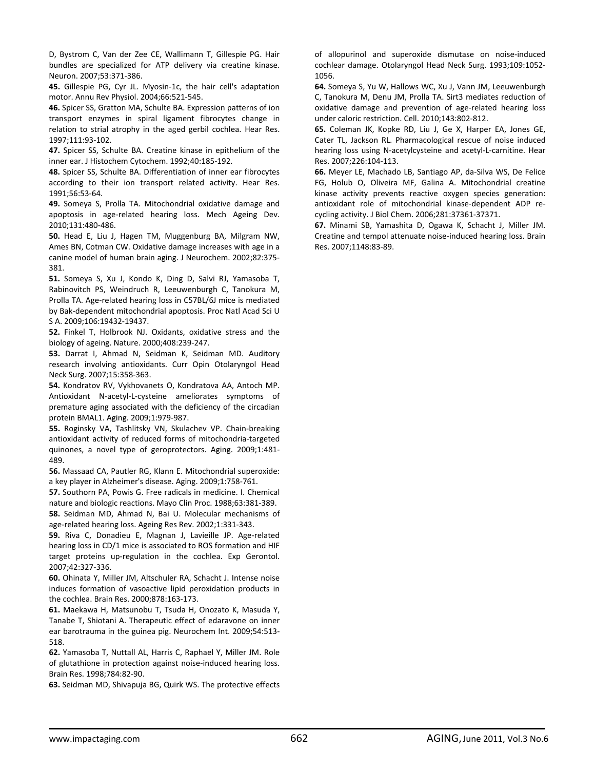D, Bystrom C, Van der Zee CE, Wallimann T, Gillespie PG. Hair bundles are specialized for ATP delivery via creatine kinase. Neuron. 2007;53:371-386.

**45.** Gillespie PG, Cyr JL. Myosin-1c, the hair cell's adaptation motor. Annu Rev Physiol. 2004;66:521-545.

**46.** Spicer SS, Gratton MA, Schulte BA. Expression patterns of ion transport enzymes in spiral ligament fibrocytes change in relation to strial atrophy in the aged gerbil cochlea. Hear Res. 1997;111:93-102.

**47.** Spicer SS, Schulte BA. Creatine kinase in epithelium of the inner ear. J Histochem Cytochem. 1992;40:185-192.

**48.** Spicer SS, Schulte BA. Differentiation of inner ear fibrocytes according to their ion transport related activity. Hear Res. 1991;56:53-64.

**49.** Someya S, Prolla TA. Mitochondrial oxidative damage and apoptosis in age-related hearing loss. Mech Ageing Dev. 2010;131:480-486.

**50.** Head E, Liu J, Hagen TM, Muggenburg BA, Milgram NW, Ames BN, Cotman CW. Oxidative damage increases with age in a canine model of human brain aging. J Neurochem. 2002;82:375-381.

**51.** Someya S, Xu J, Kondo K, Ding D, Salvi RJ, Yamasoba T, Rabinovitch PS, Weindruch R, Leeuwenburgh C, Tanokura M, Prolla TA. Age-related hearing loss in C57BL/6J mice is mediated by Bak-dependent mitochondrial apoptosis. Proc Natl Acad Sci U S A. 2009;106:19432-19437.

**52.** Finkel T, Holbrook NJ. Oxidants, oxidative stress and the biology of ageing. Nature. 2000;408:239-247.

**53.** Darrat I, Ahmad N, Seidman K, Seidman MD. Auditory research involving antioxidants. Curr Opin Otolaryngol Head Neck Surg. 2007;15:358-363.

**54.** Kondratov RV, Vykhovanets O, Kondratova AA, Antoch MP. Antioxidant N-acetyl-L-cysteine ameliorates symptoms of premature aging associated with the deficiency of the circadian protein BMAL1. Aging. 2009;1:979-987.

**55.** Roginsky VA, Tashlitsky VN, Skulachev VP. Chain-breaking antioxidant activity of reduced forms of mitochondria-targeted quinones, a novel type of geroprotectors. Aging. 2009;1:481-489.

**56.** Massaad CA, Pautler RG, Klann E. Mitochondrial superoxide: a key player in Alzheimer's disease. Aging. 2009;1:758-761.

**57.** Southorn PA, Powis G. Free radicals in medicine. I. Chemical nature and biologic reactions. Mayo Clin Proc. 1988;63:381-389.

**58.** Seidman MD, Ahmad N, Bai U. Molecular mechanisms of age-related hearing loss. Ageing Res Rev. 2002;1:331-343.

**59.** Riva C, Donadieu E, Magnan J, Lavieille JP. Age-related hearing loss in CD/1 mice is associated to ROS formation and HIF target proteins up-regulation in the cochlea. Exp Gerontol. 2007;42:327-336.

**60.** Ohinata Y, Miller JM, Altschuler RA, Schacht J. Intense noise induces formation of vasoactive lipid peroxidation products in the cochlea. Brain Res. 2000;878:163-173.

**61.** Maekawa H, Matsunobu T, Tsuda H, Onozato K, Masuda Y, Tanabe T, Shiotani A. Therapeutic effect of edaravone on inner ear barotrauma in the guinea pig. Neurochem Int. 2009;54:513-518.

**62.** Yamasoba T, Nuttall AL, Harris C, Raphael Y, Miller JM. Role of glutathione in protection against noise-induced hearing loss. Brain Res. 1998;784:82-90.

**63.** Seidman MD, Shivapuja BG, Quirk WS. The protective effects of allopurinol and superoxide dismutase on noise-induced cochlear damage. Otolaryngol Head Neck Surg. 1993;109:1052-1056.

**64.** Someya S, Yu W, Hallows WC, Xu J, Vann JM, Leeuwenburgh C, Tanokura M, Denu JM, Prolla TA. Sirt3 mediates reduction of oxidative damage and prevention of age-related hearing loss under caloric restriction. Cell. 2010;143:802-812.

**65.** Coleman JK, Kopke RD, Liu J, Ge X, Harper EA, Jones GE, Cater TL, Jackson RL. Pharmacological rescue of noise induced hearing loss using N-acetylcysteine and acetyl-L-carnitine. Hear Res. 2007;226:104-113.

**66.** Meyer LE, Machado LB, Santiago AP, da-Silva WS, De Felice FG, Holub O, Oliveira MF, Galina A. Mitochondrial creatine kinase activity prevents reactive oxygen species generation: antioxidant role of mitochondrial kinase-dependent ADP re-cycling activity. J Biol Chem. 2006;281:37361-37371.

**67.** Minami SB, Yamashita D, Ogawa K, Schacht J, Miller JM. Creatine and tempol attenuate noise-induced hearing loss. Brain Res. 2007;1148:83-89.